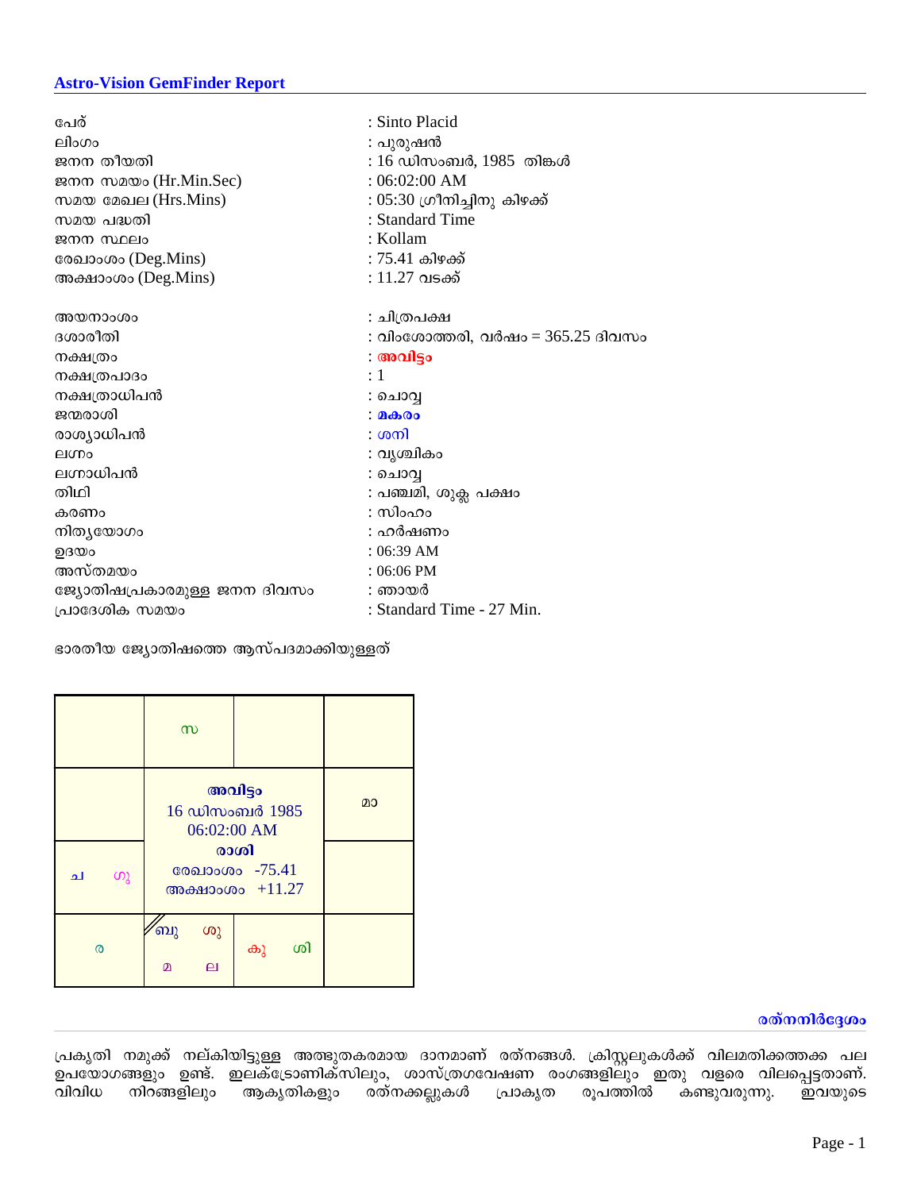## Astro-Vision GemFinder Report

| | |
|---|---|
| പേര് | : Sinto Placid |
| ലിംഗം | : പുരുഷൻ |
| ജനന തീയതി | : 16 ഡിസംബർ, 1985 തിങ്കൾ |
| ജനന സമയം (Hr.Min.Sec) | : 06:02:00 AM |
| സമയ മേഖല (Hrs.Mins) | : 05:30 ഗ്രീനിച്ചിനു കിഴക്ക് |
| സമയ പദ്ധതി | : Standard Time |
| ജനന സ്ഥലം | : Kollam |
| രേഖാംശം (Deg.Mins) | : 75.41 കിഴക്ക് |
| അക്ഷാംശം (Deg.Mins) | : 11.27 വടക്ക് |
| | |
| അയനാംശം | : ചിത്രപക്ഷ |
| ദശാരീതി | : വിംശോത്തരി, വർഷം = 365.25 ദിവസം |
| നക്ഷത്രം | : **അവിട്ടം** |
| നക്ഷത്രപാദം | : 1 |
| നക്ഷത്രാധിപൻ | : ചൊവ്വ |
| ജന്മരാശി | : **മകരം** |
| രാശ്യാധിപൻ | : ശനി |
| ലഗ്നം | : വൃശ്ചികം |
| ലഗ്നാധിപൻ | : ചൊവ്വ |
| തിഥി | : പഞ്ചമി, ശുക്ല പക്ഷം |
| കരണം | : സിംഹം |
| നിത്യയോഗം | : ഹർഷണം |
| ഉദയം | : 06:39 AM |
| അസ്തമയം | : 06:06 PM |
| ജ്യോതിഷപ്രകാരമുള്ള ജനന ദിവസം | : ഞായർ |
| പ്രാദേശിക സമയം | : Standard Time - 27 Min. |

ഭാരതീയ ജ്യോതിഷത്തെ ആസ്പദമാക്കിയുള്ളത്

| | | | |
|---|---|---|---|
| | സ | | |
| | **അവിട്ടം** 16 ഡിസംബർ 1985 06:02:00 AM | | മാ |
| ച ഗു | **രാശി** രേഖാംശം -75.41 അക്ഷാംശം +11.27 | | |
| ര | ബു ശു മ ല | കു ശി | |

### രത്നനിർദ്ദേശം

പ്രകൃതി നമുക്ക് നല്കിയിട്ടുള്ള അത്ഭുതകരമായ ദാനമാണ് രത്നങ്ങൾ. ക്രിസ്റ്റലുകൾക്ക് വിലമതിക്കത്തക്ക പല ഉപയോഗങ്ങളും ഉണ്ട്. ഇലക്ട്രോണിക്സിലും, ശാസ്ത്രഗവേഷണ രംഗങ്ങളിലും ഇതു വളരെ വിലപ്പെട്ടതാണ്. വിവിധ നിറങ്ങളിലും ആകൃതികളും രത്നക്കല്ലുകൾ പ്രാകൃത രൂപത്തിൽ കണ്ടുവരുന്നു. ഇവയുടെ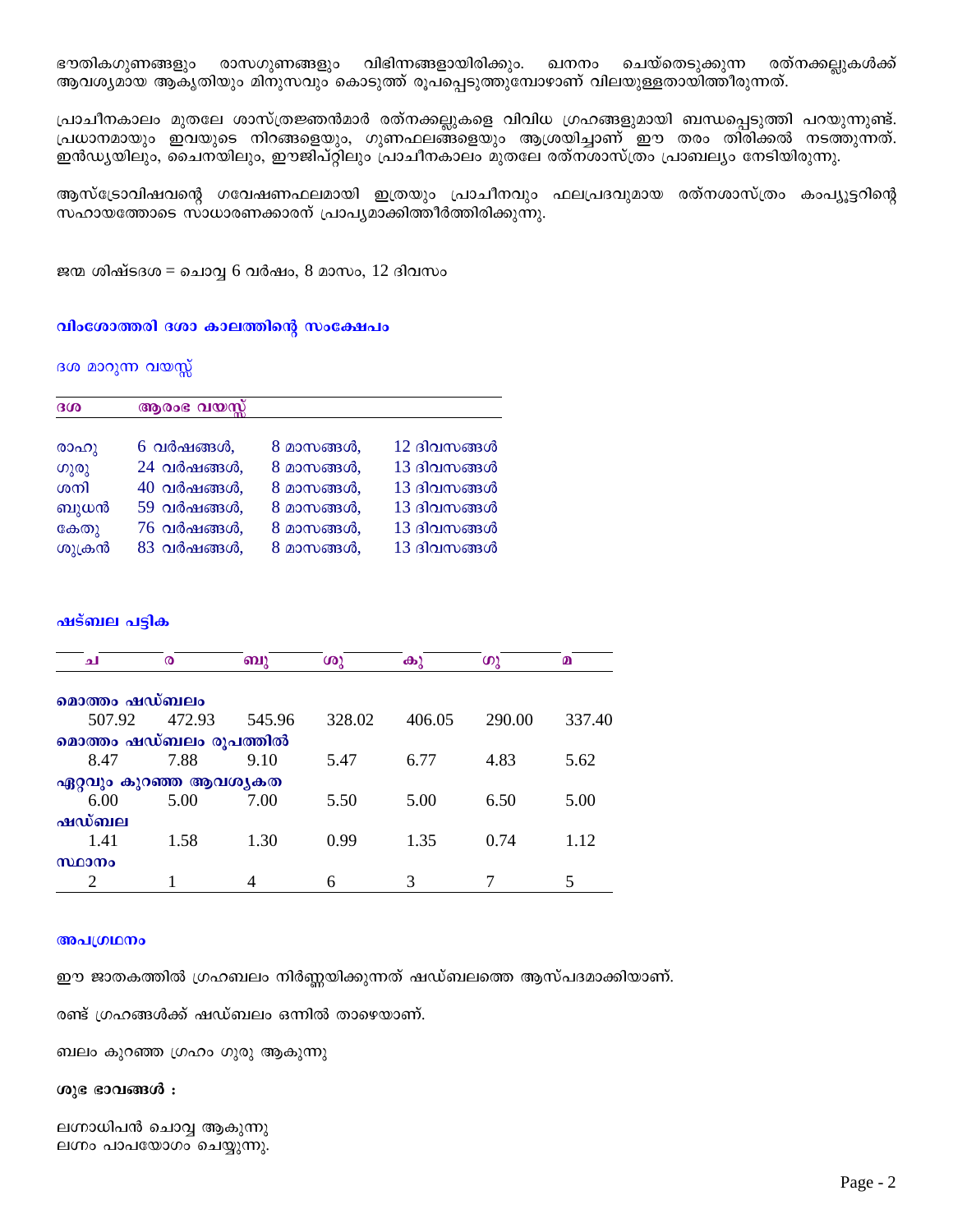ഭൗതികഗുണങ്ങളും രാസഗുണങ്ങളും വിഭിന്നങ്ങളായിരിക്കും. ഖനനം ചെയ്തെടുക്കുന്ന രത്നക്കല്ലുകൾക്ക് ആവശ്യമായ ആകൃതിയും മിനുസവും കൊടുത്ത് രൂപപ്പെടുത്തുമ്പോഴാണ് വിലയുള്ളതായിത്തീരുന്നത്.

പ്രാചീനകാലം മുതലേ ശാസ്ത്രജ്ഞൻമാർ രത്നക്കല്ലുകളെ വിവിധ ഗ്രഹങ്ങളുമായി ബന്ധപ്പെടുത്തി പറയുന്നുണ്ട്. പ്രധാനമായും ഇവയുടെ നിറങ്ങളെയും, ഗുണഫലങ്ങളെയും ആശ്രയിച്ചാണ് ഈ തരം തിരിക്കൽ നടത്തുന്നത്. ഇൻഡ്യയിലും, ചൈനയിലും, ഈജിപ്റ്റിലും പ്രാചീനകാലം മുതലേ രത്നശാസ്ത്രം പ്രാബല്യം നേടിയിരുന്നു.

ആസ്ട്രോവിഷന്റെ ഗവേഷണഫലമായി ഇത്രയും പ്രാചീനവും ഫലപ്രദവുമായ രത്നശാസ്ത്രം കംപ്യൂട്ടറിന്റെ സഹായത്തോടെ സാധാരണക്കാരന് പ്രാപ്യമാക്കിത്തീർത്തിരിക്കുന്നു.

ജന്മ ശിഷ്ടദശ = ചൊവ്വ 6 വർഷം, 8 മാസം, 12 ദിവസം

### വിംശോത്തരി ദശാ കാലത്തിന്റെ സംക്ഷേപം

ദശ മാറുന്ന വയസ്സ്

| ദശ | ആരംഭ വയസ്സ് | | |
|---|---|---|---|
| രാഹു | 6 വർഷങ്ങൾ, | 8 മാസങ്ങൾ, | 12 ദിവസങ്ങൾ |
| ഗുരു | 24 വർഷങ്ങൾ, | 8 മാസങ്ങൾ, | 13 ദിവസങ്ങൾ |
| ശനി | 40 വർഷങ്ങൾ, | 8 മാസങ്ങൾ, | 13 ദിവസങ്ങൾ |
| ബുധൻ | 59 വർഷങ്ങൾ, | 8 മാസങ്ങൾ, | 13 ദിവസങ്ങൾ |
| കേതു | 76 വർഷങ്ങൾ, | 8 മാസങ്ങൾ, | 13 ദിവസങ്ങൾ |
| ശുക്രൻ | 83 വർഷങ്ങൾ, | 8 മാസങ്ങൾ, | 13 ദിവസങ്ങൾ |

### ഷട്ബല പട്ടിക

| | ച | ര | ബു | ശു | കു | ഗു | മ |
|---|---|---|---|---|---|---|---|
| **മൊത്തം ഷഡ്ബലം** | 507.92 | 472.93 | 545.96 | 328.02 | 406.05 | 290.00 | 337.40 |
| **മൊത്തം ഷഡ്ബലം രൂപത്തിൽ** | 8.47 | 7.88 | 9.10 | 5.47 | 6.77 | 4.83 | 5.62 |
| **ഏറ്റവും കുറഞ്ഞ ആവശ്യകത** | 6.00 | 5.00 | 7.00 | 5.50 | 5.00 | 6.50 | 5.00 |
| **ഷഡ്ബല** | 1.41 | 1.58 | 1.30 | 0.99 | 1.35 | 0.74 | 1.12 |
| **സ്ഥാനം** | 2 | 1 | 4 | 6 | 3 | 7 | 5 |

### അപഗ്രഥനം

ഈ ജാതകത്തിൽ ഗ്രഹബലം നിർണ്ണയിക്കുന്നത് ഷഡ്ബലത്തെ ആസ്പദമാക്കിയാണ്.

രണ്ട് ഗ്രഹങ്ങൾക്ക് ഷഡ്ബലം ഒന്നിൽ താഴെയാണ്.

ബലം കുറഞ്ഞ ഗ്രഹം ഗുരു ആകുന്നു

**ശുഭ ഭാവങ്ങൾ :**

ലഗ്നാധിപൻ ചൊവ്വ ആകുന്നു
ലഗ്നം പാപയോഗം ചെയ്യുന്നു.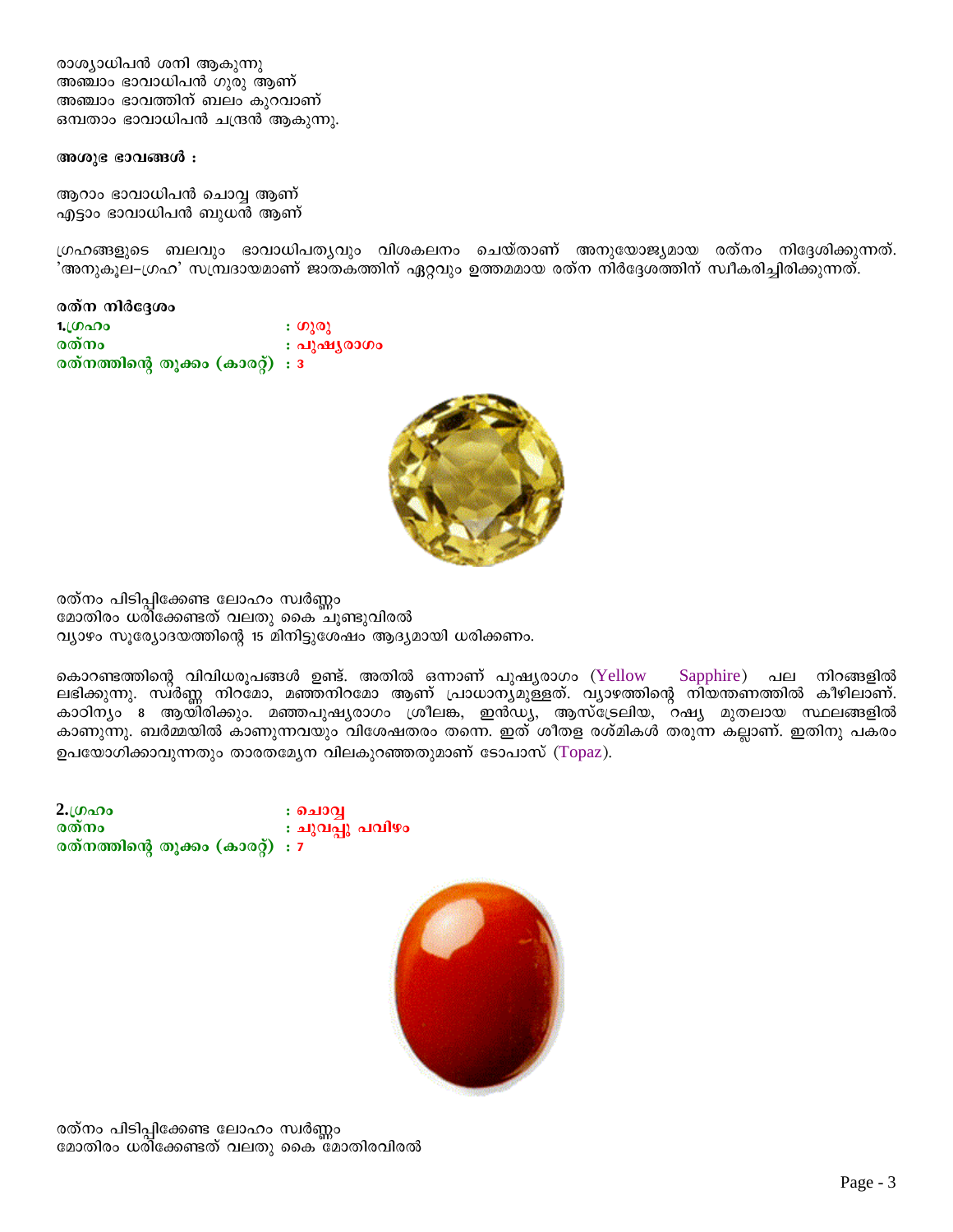രാശ്യാധിപൻ ശനി ആകുന്നു
അഞ്ചാം ഭാവാധിപൻ ഗുരു ആണ്
അഞ്ചാം ഭാവത്തിന് ബലം കുറവാണ്
ഒമ്പതാം ഭാവാധിപൻ ചന്ദ്രൻ ആകുന്നു.

**അശുഭ ഭാവങ്ങൾ :**

ആറാം ഭാവാധിപൻ ചൊവ്വ ആണ്
എട്ടാം ഭാവാധിപൻ ബുധൻ ആണ്

ഗ്രഹങ്ങളുടെ ബലവും ഭാവാധിപത്യവും വിശകലനം ചെയ്താണ് അനുയോജ്യമായ രത്നം നിർദ്ദേശിക്കുന്നത്. 'അനുകൂല-ഗ്രഹ' സമ്പ്രദായമാണ് ജാതകത്തിന് ഏറ്റവും ഉത്തമമായ രത്ന നിർദ്ദേശത്തിന് സ്വീകരിച്ചിരിക്കുന്നത്.

**രത്ന നിർദ്ദേശം**

**1.ഗ്രഹം : ഗുരു**
**രത്നം : പുഷ്യരാഗം**
**രത്നത്തിന്റെ തൂക്കം (കാരറ്റ്) : 3**

രത്നം പിടിപ്പിക്കേണ്ട ലോഹം സ്വർണ്ണം
മോതിരം ധരിക്കേണ്ടത് വലതു കൈ ചൂണ്ടുവിരൽ
വ്യാഴം സൂര്യോദയത്തിന്റെ 15 മിനിട്ടുശേഷം ആദ്യമായി ധരിക്കണം.

കൊറണ്ടത്തിന്റെ വിവിധരൂപങ്ങൾ ഉണ്ട്. അതിൽ ഒന്നാണ് പുഷ്യരാഗം (Yellow Sapphire) പല നിറങ്ങളിൽ ലഭിക്കുന്നു. സ്വർണ്ണ നിറമോ, മഞ്ഞനിറമോ ആണ് പ്രാധാന്യമുള്ളത്. വ്യാഴത്തിന്റെ നിയന്ത്രണത്തിൽ കീഴിലാണ്. കാഠിന്യം 8 ആയിരിക്കും. മഞ്ഞപുഷ്യരാഗം ശ്രീലങ്ക, ഇൻഡ്യ, ആസ്ട്രേലിയ, റഷ്യ മുതലായ സ്ഥലങ്ങളിൽ കാണുന്നു. ബർമ്മയിൽ കാണുന്നവയും വിശേഷതരം തന്നെ. ഇത് ശീതള രശ്മികൾ തരുന്ന കല്ലാണ്. ഇതിനു പകരം ഉപയോഗിക്കാവുന്നതും താരതമ്യേന വിലകുറഞ്ഞതുമാണ് ടോപാസ് (Topaz).

**2.ഗ്രഹം : ചൊവ്വ**
**രത്നം : ചുവപ്പു പവിഴം**
**രത്നത്തിന്റെ തൂക്കം (കാരറ്റ്) : 7**

രത്നം പിടിപ്പിക്കേണ്ട ലോഹം സ്വർണ്ണം
മോതിരം ധരിക്കേണ്ടത് വലതു കൈ മോതിരവിരൽ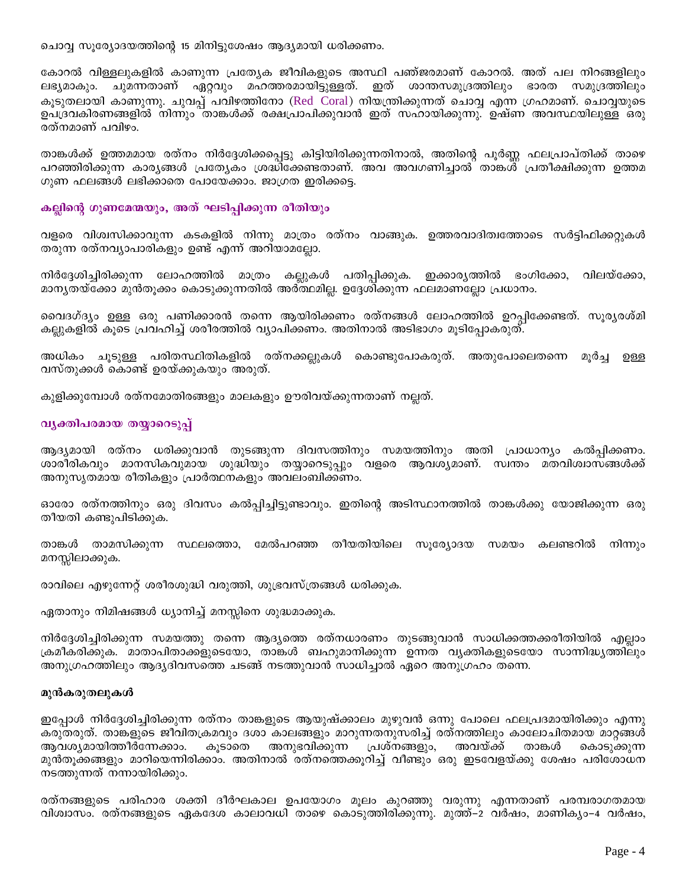ചൊവ്വ സൂര്യോദയത്തിന്റെ 15 മിനിട്ടുശേഷം ആദ്യമായി ധരിക്കണം.

കോറൽ വിള്ളലുകളിൽ കാണുന്ന പ്രത്യേക ജീവികളുടെ അസ്ഥി പഞ്ജരമാണ് കോറൽ. അത് പല നിറങ്ങളിലും ലഭ്യമാകും. ചുമന്നതാണ് ഏറ്റവും മഹത്തരമായിട്ടുള്ളത്. ഇത് ശാന്തസമുദ്രത്തിലും ഭാരത സമുദ്രത്തിലും കൂടുതലായി കാണുന്നു. ചുവപ്പ് പവിഴത്തിനോ (Red Coral) നിയന്ത്രിക്കുന്നത് ചൊവ്വ എന്ന ഗ്രഹമാണ്. ചൊവ്വയുടെ ഉപദ്രവകിരണങ്ങളിൽ നിന്നും താങ്കൾക്ക് രക്ഷപ്രാപിക്കുവാൻ ഇത് സഹായിക്കുന്നു. ഉഷ്ണ അവസ്ഥയിലുള്ള ഒരു രത്നമാണ് പവിഴം.

താങ്കൾക്ക് ഉത്തമമായ രത്നം നിർദ്ദേശിക്കപ്പെട്ടു കിട്ടിയിരിക്കുന്നതിനാൽ, അതിന്റെ പൂർണ്ണ ഫലപ്രാപ്തിക്ക് താഴെ പറഞ്ഞിരിക്കുന്ന കാര്യങ്ങൾ പ്രത്യേകം ശ്രദ്ധിക്കേണ്ടതാണ്. അവ അവഗണിച്ചാൽ താങ്കൾ പ്രതീക്ഷിക്കുന്ന ഉത്തമ ഗുണ ഫലങ്ങൾ ലഭിക്കാതെ പോയേക്കാം. ജാഗ്രത ഇരിക്കട്ടെ.

## കല്ലിന്റെ ഗുണമേന്മയും, അത് ഘടിപ്പിക്കുന്ന രീതിയും

വളരെ വിശ്വസിക്കാവുന്ന കടകളിൽ നിന്നു മാത്രം രത്നം വാങ്ങുക. ഉത്തരവാദിത്വത്തോടെ സർട്ടിഫിക്കറ്റുകൾ തരുന്ന രത്നവ്യാപാരികളും ഉണ്ട് എന്ന് അറിയാമല്ലോ.

നിർദ്ദേശിച്ചിരിക്കുന്ന ലോഹത്തിൽ മാത്രം കല്ലുകൾ പതിപ്പിക്കുക. ഇക്കാര്യത്തിൽ ഭംഗിക്കോ, വിലയ്ക്കോ, മാന്യതയ്ക്കോ മുൻതൂക്കം കൊടുക്കുന്നതിൽ അർത്ഥമില്ല. ഉദ്ദേശിക്കുന്ന ഫലമാണല്ലോ പ്രധാനം.

വൈദഗ്ദ്യം ഉള്ള ഒരു പണിക്കാരൻ തന്നെ ആയിരിക്കണം രത്നങ്ങൾ ലോഹത്തിൽ ഉറപ്പിക്കേണ്ടത്. സൂര്യരശ്മി കല്ലുകളിൽ കൂടെ പ്രവഹിച്ച് ശരീരത്തിൽ വ്യാപിക്കണം. അതിനാൽ അടിഭാഗം മൂടിപ്പോകരുത്.

അധികം ചൂടുള്ള പരിതസ്ഥിതികളിൽ രത്നക്കല്ലുകൾ കൊണ്ടുപോകരുത്. അതുപോലെതന്നെ മൂർച്ച ഉള്ള വസ്തുക്കൾ കൊണ്ട് ഉരയ്ക്കുകയും അരുത്.

കുളിക്കുമ്പോൾ രത്നമോതിരങ്ങളും മാലകളും ഊരിവയ്ക്കുന്നതാണ് നല്ലത്.

## വ്യക്തിപരമായ തയ്യാറെടുപ്പ്

ആദ്യമായി രത്നം ധരിക്കുവാൻ തുടങ്ങുന്ന ദിവസത്തിനും സമയത്തിനും അതി പ്രാധാന്യം കൽപ്പിക്കണം. ശാരീരികവും മാനസികവുമായ ശുദ്ധിയും തയ്യാറെടുപ്പും വളരെ ആവശ്യമാണ്. സ്വന്തം മതവിശ്വാസങ്ങൾക്ക് അനുസൃതമായ രീതികളും പ്രാർത്ഥനകളും അവലംബിക്കണം.

ഓരോ രത്നത്തിനും ഒരു ദിവസം കൽപ്പിച്ചിട്ടുണ്ടാവും. ഇതിന്റെ അടിസ്ഥാനത്തിൽ താങ്കൾക്കു യോജിക്കുന്ന ഒരു തീയതി കണ്ടുപിടിക്കുക.

താങ്കൾ താമസിക്കുന്ന സ്ഥലത്തെ, മേൽപറഞ്ഞ തീയതിയിലെ സൂര്യോദയ സമയം കലണ്ടറിൽ നിന്നും മനസ്സിലാക്കുക.

രാവിലെ എഴുന്നേറ്റ് ശരീരശുദ്ധി വരുത്തി, ശുഭ്രവസ്ത്രങ്ങൾ ധരിക്കുക.

ഏതാനും നിമിഷങ്ങൾ ധ്യാനിച്ച് മനസ്സിനെ ശുദ്ധമാക്കുക.

നിർദ്ദേശിച്ചിരിക്കുന്ന സമയത്തു തന്നെ ആദ്യത്തെ രത്നധാരണം തുടങ്ങുവാൻ സാധിക്കത്തക്കരീതിയിൽ എല്ലാം ക്രമീകരിക്കുക. മാതാപിതാക്കളുടെയോ, താങ്കൾ ബഹുമാനിക്കുന്ന ഉന്നത വ്യക്തികളുടെയോ സാന്നിദ്ധ്യത്തിലും അനുഗ്രഹത്തിലും ആദ്യദിവസത്തെ ചടങ്ങ് നടത്തുവാൻ സാധിച്ചാൽ ഏറെ അനുഗ്രഹം തന്നെ.

### മുൻകരുതലുകൾ

ഇപ്പോൾ നിർദ്ദേശിച്ചിരിക്കുന്ന രത്നം താങ്കളുടെ ആയുഷ്ക്കാലം മുഴുവൻ ഒന്നു പോലെ ഫലപ്രദമായിരിക്കും എന്നു കരുതരുത്. താങ്കളുടെ ജീവിതക്രമവും ദശാ കാലങ്ങളും മാറുന്നതനുസരിച്ച് രത്നത്തിലും കാലോചിതമായ മാറ്റങ്ങൾ ആവശ്യമായിത്തീർന്നേക്കാം. കൂടാതെ അനുഭവിക്കുന്ന പ്രശ്നങ്ങളും, അവയ്ക്ക് താങ്കൾ കൊടുക്കുന്ന മുൻതൂക്കങ്ങളും മാറിയെന്നിരിക്കാം. അതിനാൽ രത്നത്തെക്കുറിച്ച് വീണ്ടും ഒരു ഇടവേളയ്ക്കു ശേഷം പരിശോധന നടത്തുന്നത് നന്നായിരിക്കും.

രത്നങ്ങളുടെ പരിഹാര ശക്തി ദീർഘകാല ഉപയോഗം മൂലം കുറഞ്ഞു വരുന്നു എന്നതാണ് പരമ്പരാഗതമായ വിശ്വാസം. രത്നങ്ങളുടെ ഏകദേശ കാലാവധി താഴെ കൊടുത്തിരിക്കുന്നു. മുത്ത്–2 വർഷം, മാണിക്യം–4 വർഷം,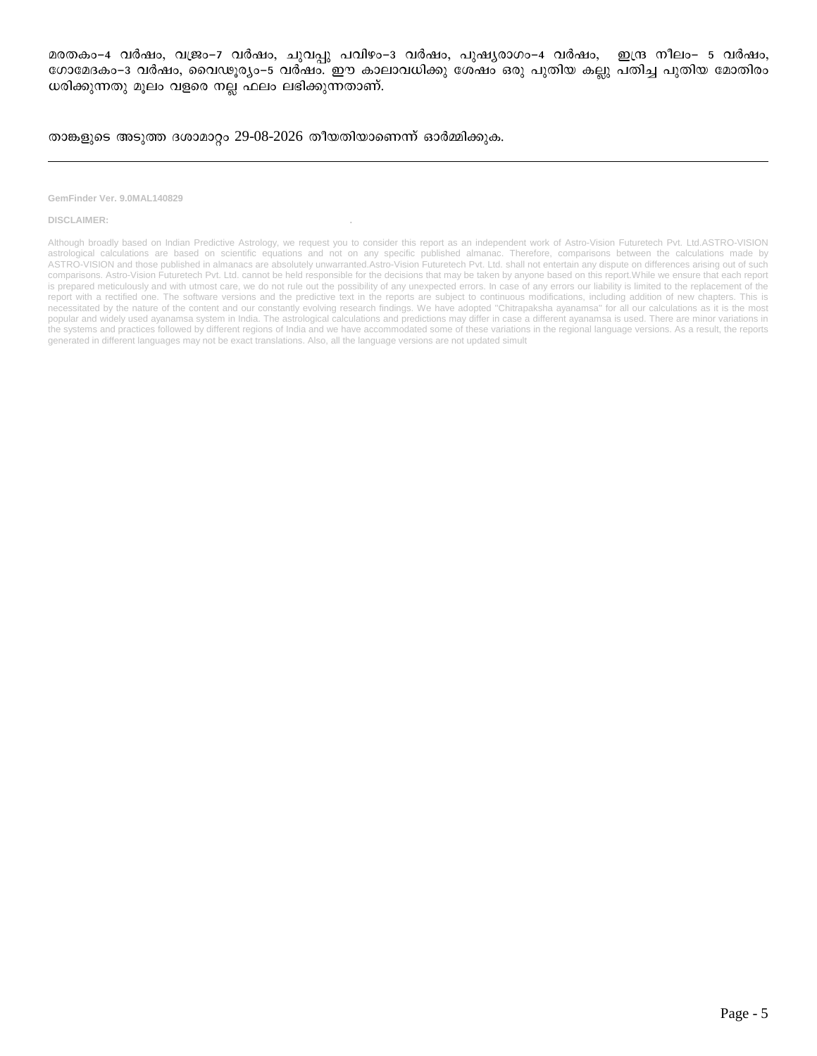മരതകം–4 വർഷം, വജ്രം–7 വർഷം, ചുവപ്പു പവിഴം–3 വർഷം, പുഷ്യരാഗം–4 വർഷം, ഇന്ദ്ര നീലം– 5 വർഷം, ഗോമേദകം–3 വർഷം, വൈഢൂര്യം–5 വർഷം. ഈ കാലാവധിക്കു ശേഷം ഒരു പുതിയ കല്ലു പതിച്ച പുതിയ മോതിരം ധരിക്കുന്നതു മൂലം വളരെ നല്ല ഫലം ലഭിക്കുന്നതാണ്.

താങ്കളുടെ അടുത്ത ദശാമാറ്റം 29-08-2026 തീയതിയാണെന്ന് ഓർമ്മിക്കുക.

---

GemFinder Ver. 9.0MAL140829

**DISCLAIMER:** .

Although broadly based on Indian Predictive Astrology, we request you to consider this report as an independent work of Astro-Vision Futuretech Pvt. Ltd.ASTRO-VISION astrological calculations are based on scientific equations and not on any specific published almanac. Therefore, comparisons between the calculations made by ASTRO-VISION and those published in almanacs are absolutely unwarranted.Astro-Vision Futuretech Pvt. Ltd. shall not entertain any dispute on differences arising out of such comparisons. Astro-Vision Futuretech Pvt. Ltd. cannot be held responsible for the decisions that may be taken by anyone based on this report.While we ensure that each report is prepared meticulously and with utmost care, we do not rule out the possibility of any unexpected errors. In case of any errors our liability is limited to the replacement of the report with a rectified one. The software versions and the predictive text in the reports are subject to continuous modifications, including addition of new chapters. This is necessitated by the nature of the content and our constantly evolving research findings. We have adopted "Chitrapaksha ayanamsa" for all our calculations as it is the most popular and widely used ayanamsa system in India. The astrological calculations and predictions may differ in case a different ayanamsa is used. There are minor variations in the systems and practices followed by different regions of India and we have accommodated some of these variations in the regional language versions. As a result, the reports generated in different languages may not be exact translations. Also, all the language versions are not updated simult